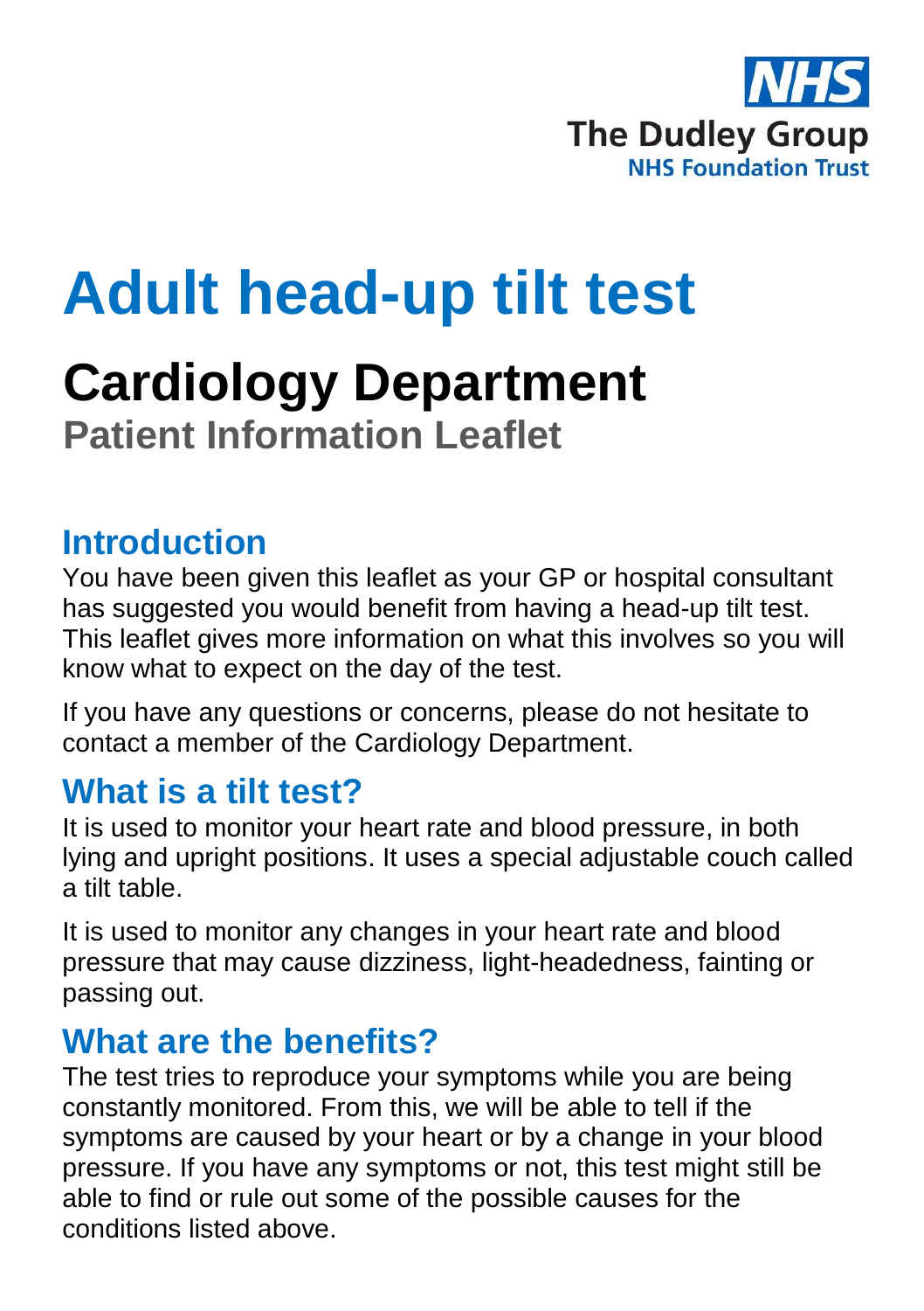NHS

The Dudley Group

NHS Foundation Trust

# Adult head-up tilt test

## Cardiology Department

### Patient Information Leaflet

## Introduction

You have been given this leaflet as your GP or hospital consultant has suggested you would benefit from having a head-up tilt test. This leaflet gives more information on what this involves so you will know what to expect on the day of the test.

If you have any questions or concerns, please do not hesitate to contact a member of the Cardiology Department.

## What is a tilt test?

It is used to monitor your heart rate and blood pressure, in both lying and upright positions. It uses a special adjustable couch called a tilt table.

It is used to monitor any changes in your heart rate and blood pressure that may cause dizziness, light-headedness, fainting or passing out.

## What are the benefits?

The test tries to reproduce your symptoms while you are being constantly monitored. From this, we will be able to tell if the symptoms are caused by your heart or by a change in your blood pressure. If you have any symptoms or not, this test might still be able to find or rule out some of the possible causes for the conditions listed above.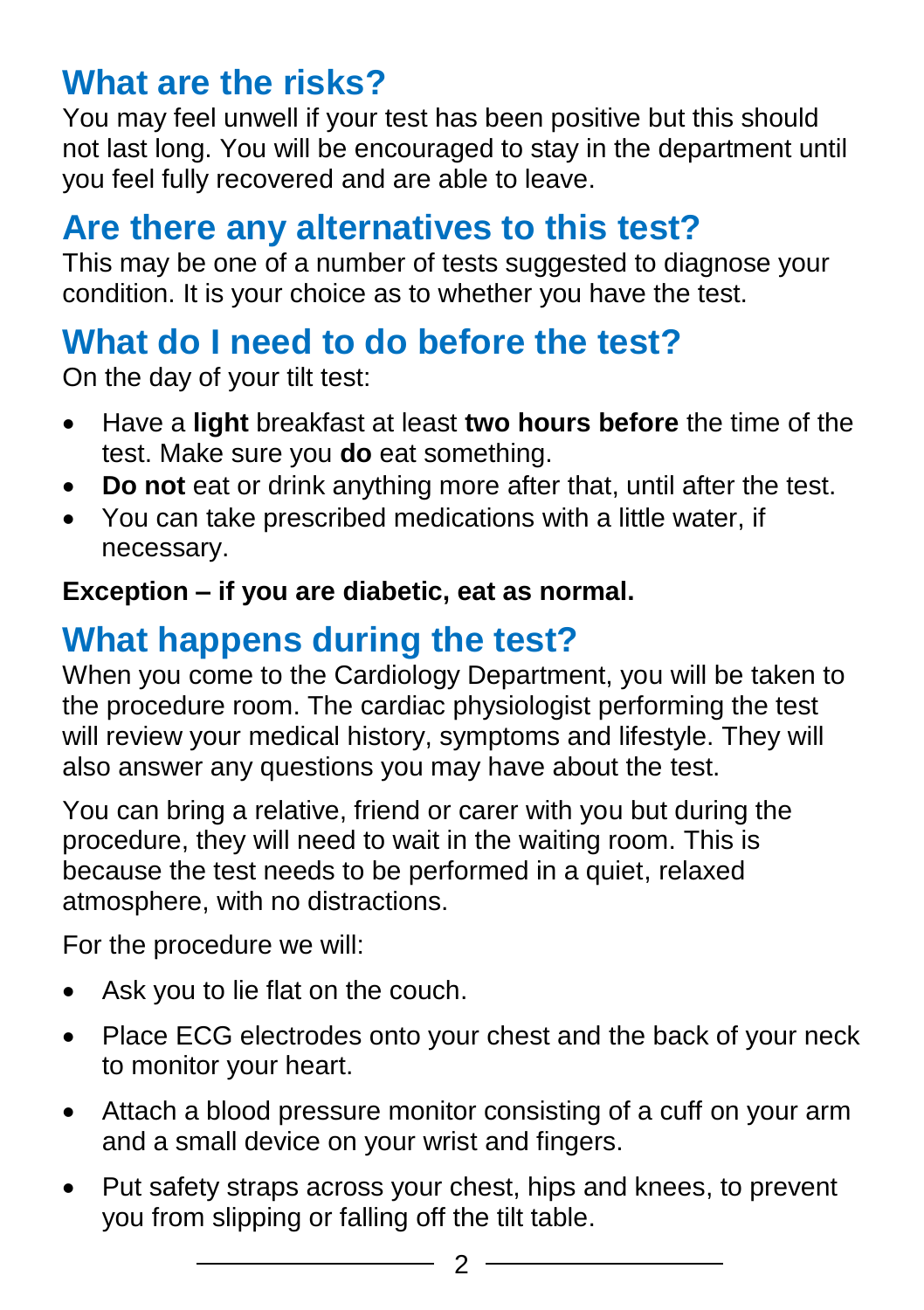## What are the risks?

You may feel unwell if your test has been positive but this should not last long. You will be encouraged to stay in the department until you feel fully recovered and are able to leave.

## Are there any alternatives to this test?

This may be one of a number of tests suggested to diagnose your condition. It is your choice as to whether you have the test.

## What do I need to do before the test?

On the day of your tilt test:

- Have a **light** breakfast at least **two hours before** the time of the test. Make sure you **do** eat something.
- **Do not** eat or drink anything more after that, until after the test.
- You can take prescribed medications with a little water, if necessary.

**Exception – if you are diabetic, eat as normal.**

## What happens during the test?

When you come to the Cardiology Department, you will be taken to the procedure room. The cardiac physiologist performing the test will review your medical history, symptoms and lifestyle. They will also answer any questions you may have about the test.

You can bring a relative, friend or carer with you but during the procedure, they will need to wait in the waiting room. This is because the test needs to be performed in a quiet, relaxed atmosphere, with no distractions.

For the procedure we will:

- Ask you to lie flat on the couch.
- Place ECG electrodes onto your chest and the back of your neck to monitor your heart.
- Attach a blood pressure monitor consisting of a cuff on your arm and a small device on your wrist and fingers.
- Put safety straps across your chest, hips and knees, to prevent you from slipping or falling off the tilt table.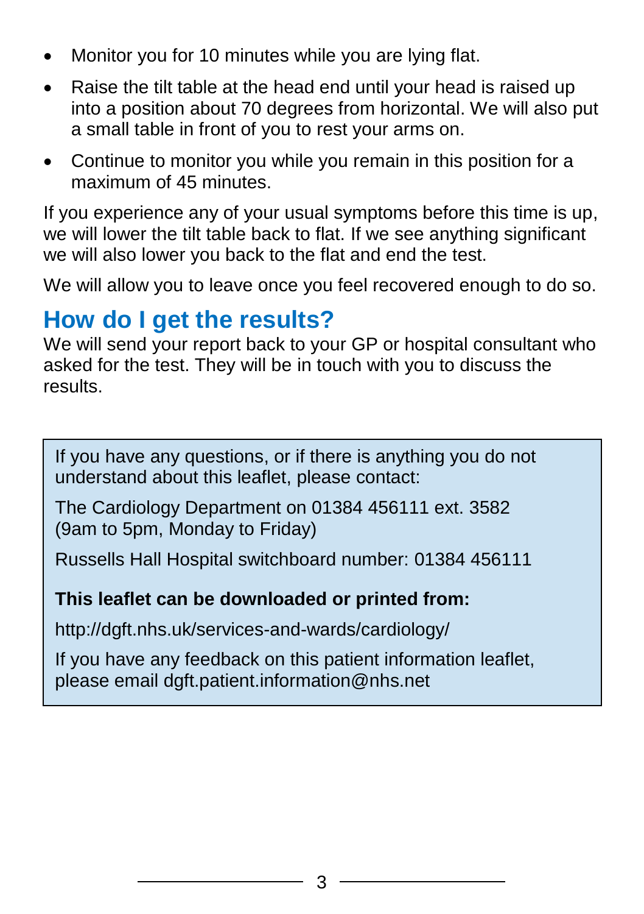- Monitor you for 10 minutes while you are lying flat.
- Raise the tilt table at the head end until your head is raised up into a position about 70 degrees from horizontal. We will also put a small table in front of you to rest your arms on.
- Continue to monitor you while you remain in this position for a maximum of 45 minutes.

If you experience any of your usual symptoms before this time is up, we will lower the tilt table back to flat. If we see anything significant we will also lower you back to the flat and end the test.

We will allow you to leave once you feel recovered enough to do so.

## How do I get the results?

We will send your report back to your GP or hospital consultant who asked for the test. They will be in touch with you to discuss the results.

If you have any questions, or if there is anything you do not understand about this leaflet, please contact:

The Cardiology Department on 01384 456111 ext. 3582 (9am to 5pm, Monday to Friday)

Russells Hall Hospital switchboard number: 01384 456111

**This leaflet can be downloaded or printed from:**

http://dgft.nhs.uk/services-and-wards/cardiology/

If you have any feedback on this patient information leaflet, please email dgft.patient.information@nhs.net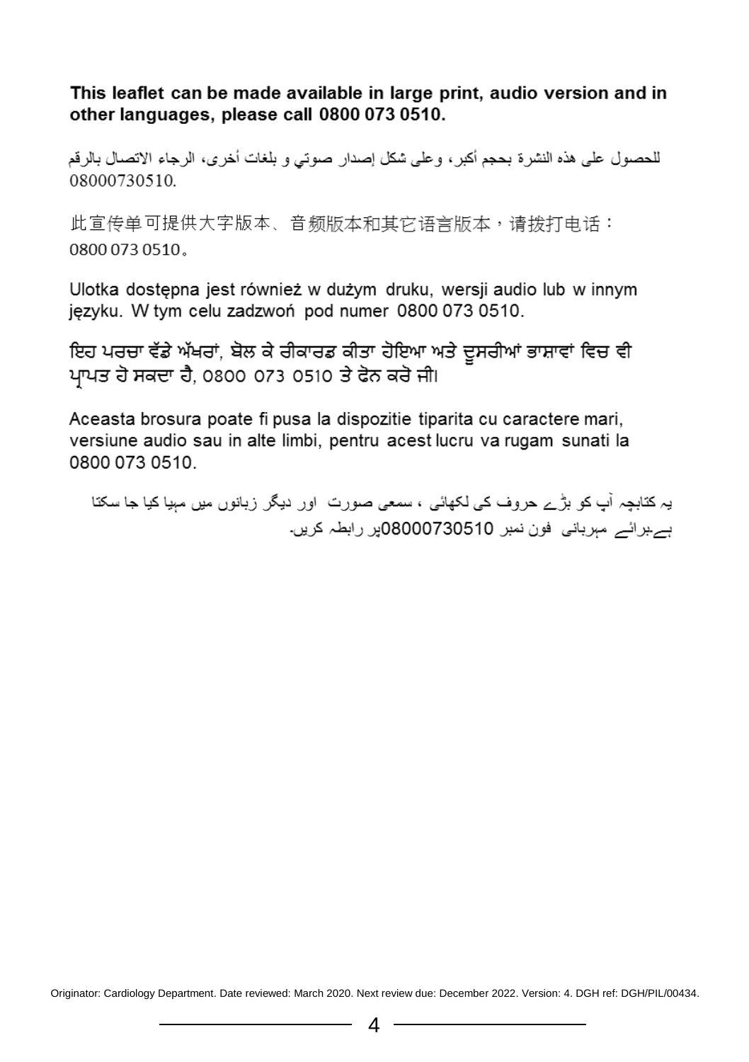**This leaflet can be made available in large print, audio version and in other languages, please call 0800 073 0510.**

للحصول على هذه النشرة بحجم أكبر، وعلى شكل إصدار صوتي و بلغات أخرى، الرجاء الاتصال بالرقم 08000730510.

此宣传单可提供大字版本、音频版本和其它语言版本，请拨打电话：0800 073 0510。

Ulotka dostępna jest również w dużym druku, wersji audio lub w innym języku. W tym celu zadzwoń pod numer 0800 073 0510.

ਇਹ ਪਰਚਾ ਵੱਡੇ ਅੱਖਰਾਂ, ਬੋਲ ਕੇ ਰੀਕਾਰਡ ਕੀਤਾ ਹੋਇਆ ਅਤੇ ਦੂਸਰੀਆਂ ਭਾਸ਼ਾਵਾਂ ਵਿਚ ਵੀ ਪ੍ਰਾਪਤ ਹੋ ਸਕਦਾ ਹੈ, 0800 073 0510 ਤੇ ਫੋਨ ਕਰੋ ਜੀ।

Aceasta brosura poate fi pusa la dispozitie tiparita cu caractere mari, versiune audio sau in alte limbi, pentru acest lucru va rugam sunati la 0800 073 0510.

یہ کتابچہ آپ کو بڑے حروف کی لکھائی ، سمعی صورت اور دیگر زبانوں میں مہیا کیا جا سکتا ہے۔برائے مہربانی فون نمبر 08000730510پر رابطہ کریں۔

Originator: Cardiology Department. Date reviewed: March 2020. Next review due: December 2022. Version: 4. DGH ref: DGH/PIL/00434.